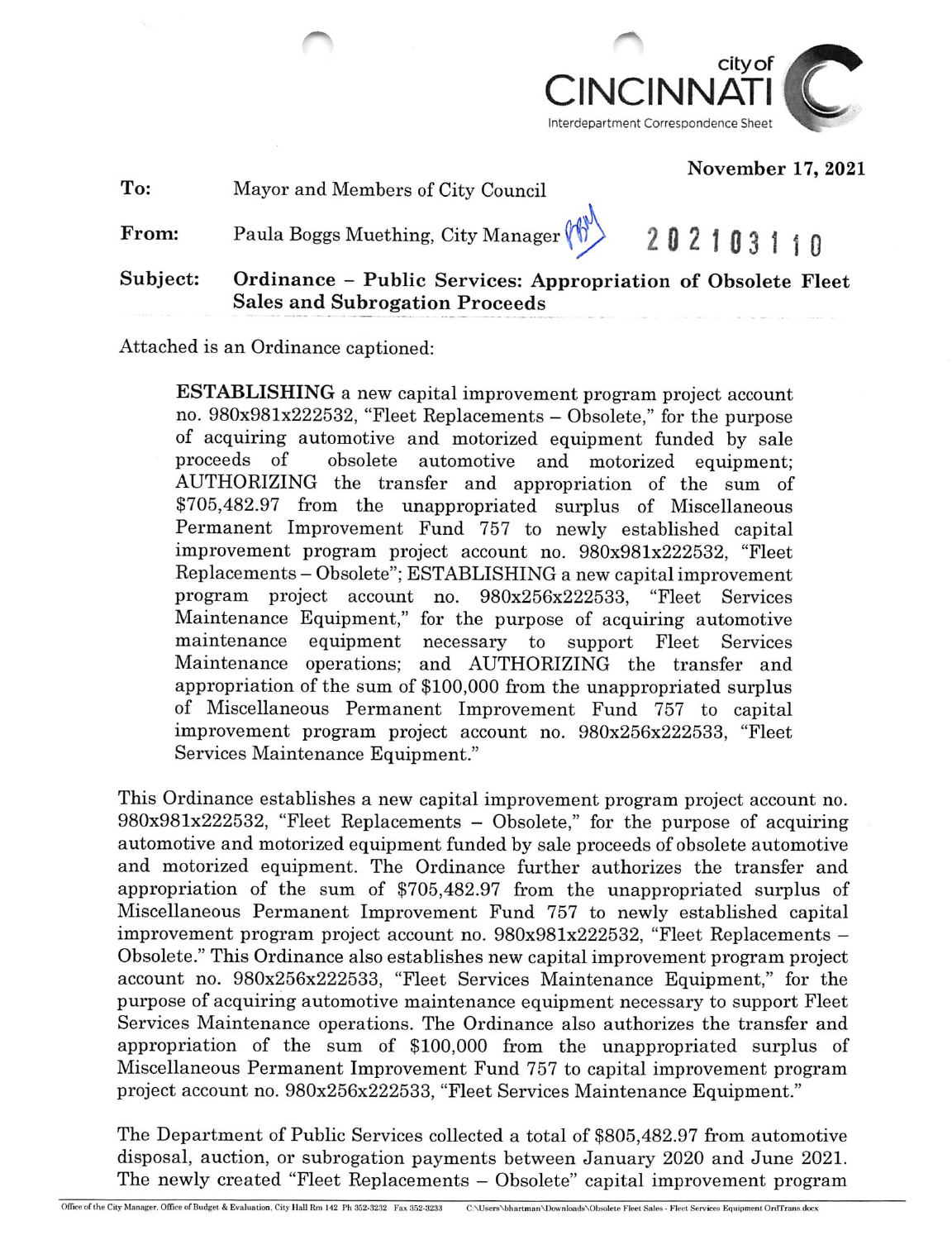city of CINCINNATI

Interdepartment Correspondence Sheet

**November 17, 2021**

**To:** Mayor and Members of City Council

**From:** Paula Boggs Muething, City Manager

202103110

**Subject: Ordinance – Public Services: Appropriation of Obsolete Fleet Sales and Subrogation Proceeds**

Attached is an Ordinance captioned:

> **ESTABLISHING** a new capital improvement program project account no. 980x981x222532, "Fleet Replacements – Obsolete," for the purpose of acquiring automotive and motorized equipment funded by sale proceeds of obsolete automotive and motorized equipment; AUTHORIZING the transfer and appropriation of the sum of $705,482.97 from the unappropriated surplus of Miscellaneous Permanent Improvement Fund 757 to newly established capital improvement program project account no. 980x981x222532, "Fleet Replacements – Obsolete"; ESTABLISHING a new capital improvement program project account no. 980x256x222533, "Fleet Services Maintenance Equipment," for the purpose of acquiring automotive maintenance equipment necessary to support Fleet Services Maintenance operations; and AUTHORIZING the transfer and appropriation of the sum of $100,000 from the unappropriated surplus of Miscellaneous Permanent Improvement Fund 757 to capital improvement program project account no. 980x256x222533, "Fleet Services Maintenance Equipment."

This Ordinance establishes a new capital improvement program project account no. 980x981x222532, "Fleet Replacements – Obsolete," for the purpose of acquiring automotive and motorized equipment funded by sale proceeds of obsolete automotive and motorized equipment. The Ordinance further authorizes the transfer and appropriation of the sum of $705,482.97 from the unappropriated surplus of Miscellaneous Permanent Improvement Fund 757 to newly established capital improvement program project account no. 980x981x222532, "Fleet Replacements – Obsolete." This Ordinance also establishes new capital improvement program project account no. 980x256x222533, "Fleet Services Maintenance Equipment," for the purpose of acquiring automotive maintenance equipment necessary to support Fleet Services Maintenance operations. The Ordinance also authorizes the transfer and appropriation of the sum of $100,000 from the unappropriated surplus of Miscellaneous Permanent Improvement Fund 757 to capital improvement program project account no. 980x256x222533, "Fleet Services Maintenance Equipment."

The Department of Public Services collected a total of $805,482.97 from automotive disposal, auction, or subrogation payments between January 2020 and June 2021. The newly created "Fleet Replacements – Obsolete" capital improvement program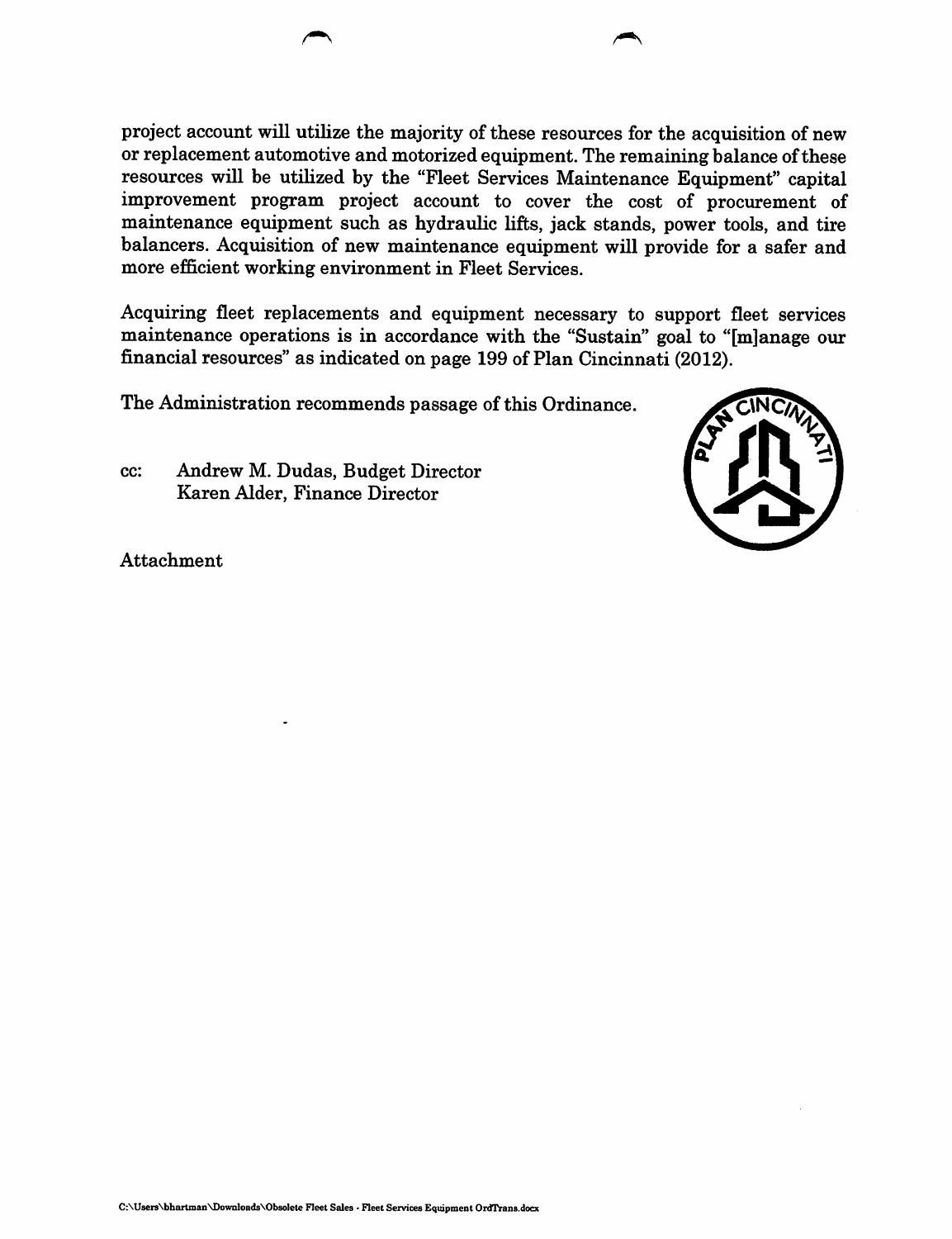project account will utilize the majority of these resources for the acquisition of new or replacement automotive and motorized equipment. The remaining balance of these resources will be utilized by the "Fleet Services Maintenance Equipment" capital improvement program project account to cover the cost of procurement of maintenance equipment such as hydraulic lifts, jack stands, power tools, and tire balancers. Acquisition of new maintenance equipment will provide for a safer and more efficient working environment in Fleet Services.

Acquiring fleet replacements and equipment necessary to support fleet services maintenance operations is in accordance with the "Sustain" goal to "[m]anage our financial resources" as indicated on page 199 of Plan Cincinnati (2012).

The Administration recommends passage of this Ordinance.

cc: Andrew M. Dudas, Budget Director
Karen Alder, Finance Director

Attachment

C:\Users\bhartman\Downloads\Obsolete Fleet Sales - Fleet Services Equipment OrdTrans.docx